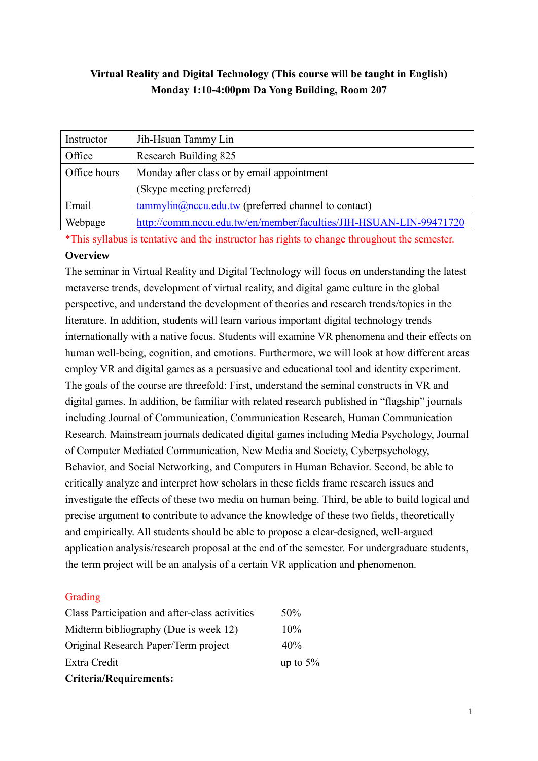**Virtual Reality and Digital Technology (This course will be taught in English)**
**Monday 1:10-4:00pm Da Yong Building, Room 207**

| Instructor | Jih-Hsuan Tammy Lin |
|---|---|
| Office | Research Building 825 |
| Office hours | Monday after class or by email appointment (Skype meeting preferred) |
| Email | tammylin@nccu.edu.tw (preferred channel to contact) |
| Webpage | http://comm.nccu.edu.tw/en/member/faculties/JIH-HSUAN-LIN-99471720 |

*This syllabus is tentative and the instructor has rights to change throughout the semester.

**Overview**

The seminar in Virtual Reality and Digital Technology will focus on understanding the latest metaverse trends, development of virtual reality, and digital game culture in the global perspective, and understand the development of theories and research trends/topics in the literature. In addition, students will learn various important digital technology trends internationally with a native focus. Students will examine VR phenomena and their effects on human well-being, cognition, and emotions. Furthermore, we will look at how different areas employ VR and digital games as a persuasive and educational tool and identity experiment. The goals of the course are threefold: First, understand the seminal constructs in VR and digital games. In addition, be familiar with related research published in "flagship" journals including Journal of Communication, Communication Research, Human Communication Research. Mainstream journals dedicated digital games including Media Psychology, Journal of Computer Mediated Communication, New Media and Society, Cyberpsychology, Behavior, and Social Networking, and Computers in Human Behavior. Second, be able to critically analyze and interpret how scholars in these fields frame research issues and investigate the effects of these two media on human being. Third, be able to build logical and precise argument to contribute to advance the knowledge of these two fields, theoretically and empirically. All students should be able to propose a clear-designed, well-argued application analysis/research proposal at the end of the semester. For undergraduate students, the term project will be an analysis of a certain VR application and phenomenon.

Grading

| | |
|---|---|
| Class Participation and after-class activities | 50% |
| Midterm bibliography (Due is week 12) | 10% |
| Original Research Paper/Term project | 40% |
| Extra Credit | up to 5% |

**Criteria/Requirements:**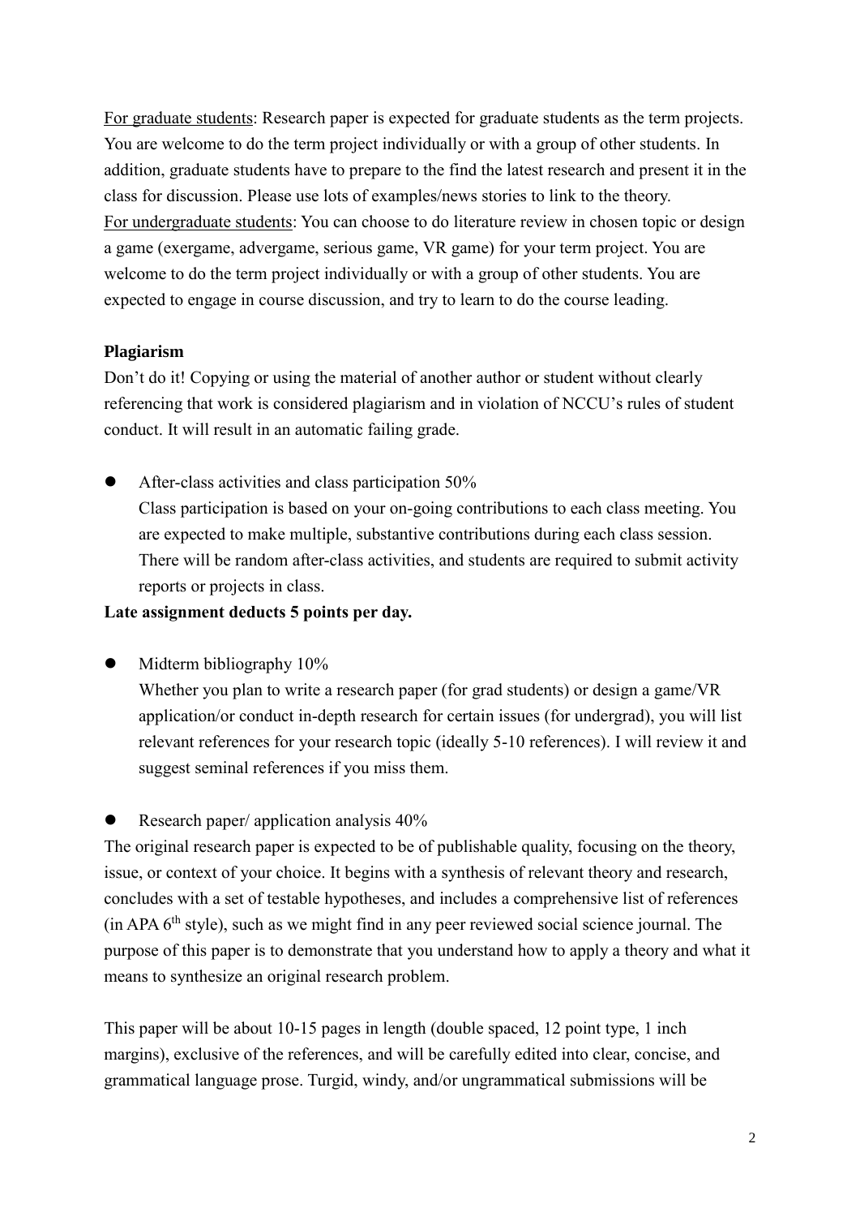For graduate students: Research paper is expected for graduate students as the term projects. You are welcome to do the term project individually or with a group of other students. In addition, graduate students have to prepare to the find the latest research and present it in the class for discussion. Please use lots of examples/news stories to link to the theory.

For undergraduate students: You can choose to do literature review in chosen topic or design a game (exergame, advergame, serious game, VR game) for your term project. You are welcome to do the term project individually or with a group of other students. You are expected to engage in course discussion, and try to learn to do the course leading.

**Plagiarism**

Don't do it! Copying or using the material of another author or student without clearly referencing that work is considered plagiarism and in violation of NCCU's rules of student conduct. It will result in an automatic failing grade.

- After-class activities and class participation 50%
  Class participation is based on your on-going contributions to each class meeting. You are expected to make multiple, substantive contributions during each class session. There will be random after-class activities, and students are required to submit activity reports or projects in class.

**Late assignment deducts 5 points per day.**

- Midterm bibliography 10%
  Whether you plan to write a research paper (for grad students) or design a game/VR application/or conduct in-depth research for certain issues (for undergrad), you will list relevant references for your research topic (ideally 5-10 references). I will review it and suggest seminal references if you miss them.

- Research paper/ application analysis 40%

The original research paper is expected to be of publishable quality, focusing on the theory, issue, or context of your choice. It begins with a synthesis of relevant theory and research, concludes with a set of testable hypotheses, and includes a comprehensive list of references (in APA 6th style), such as we might find in any peer reviewed social science journal. The purpose of this paper is to demonstrate that you understand how to apply a theory and what it means to synthesize an original research problem.

This paper will be about 10-15 pages in length (double spaced, 12 point type, 1 inch margins), exclusive of the references, and will be carefully edited into clear, concise, and grammatical language prose. Turgid, windy, and/or ungrammatical submissions will be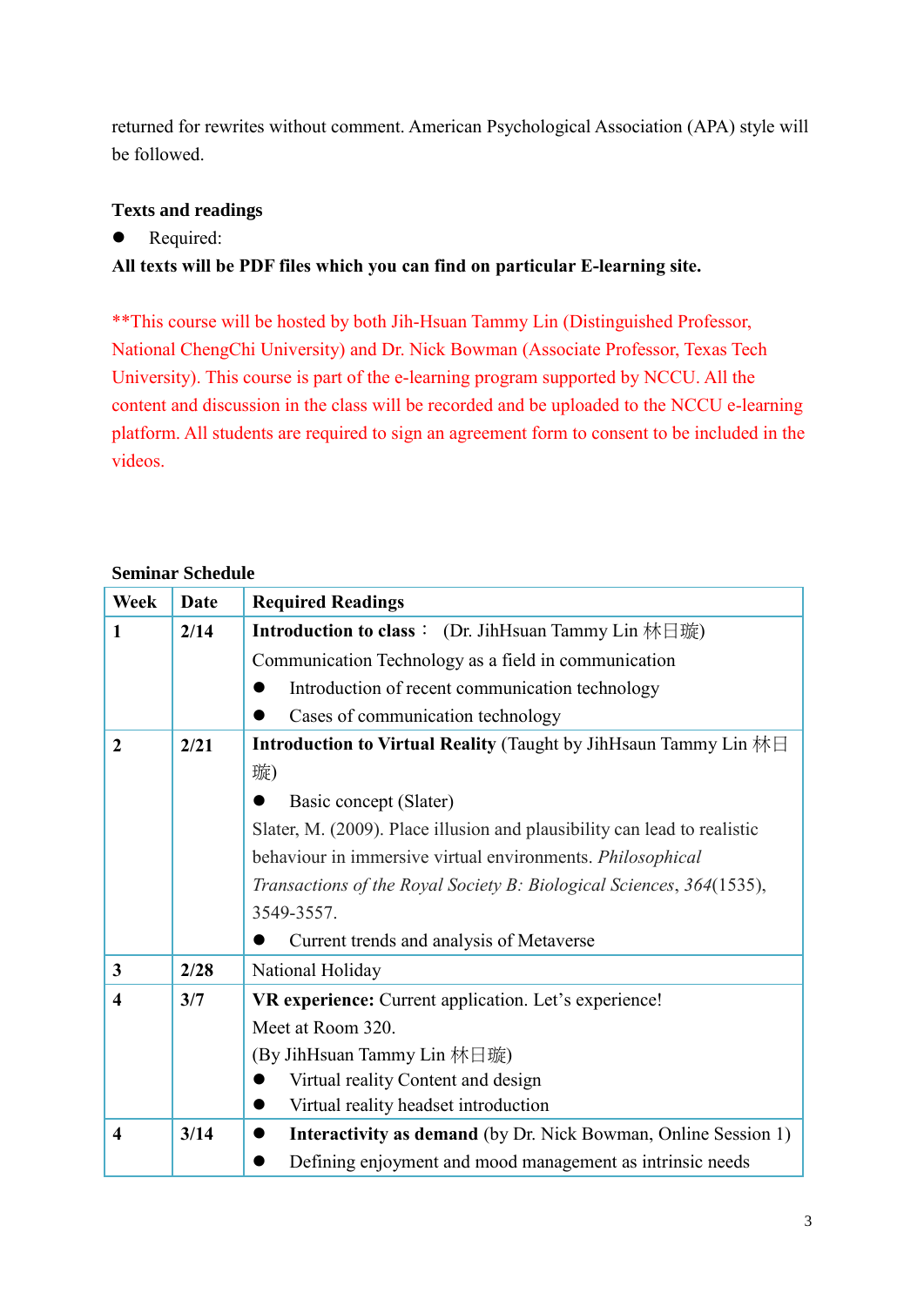returned for rewrites without comment. American Psychological Association (APA) style will be followed.

**Texts and readings**

- Required:

**All texts will be PDF files which you can find on particular E-learning site.**

**This course will be hosted by both Jih-Hsuan Tammy Lin (Distinguished Professor, National ChengChi University) and Dr. Nick Bowman (Associate Professor, Texas Tech University). This course is part of the e-learning program supported by NCCU. All the content and discussion in the class will be recorded and be uploaded to the NCCU e-learning platform. All students are required to sign an agreement form to consent to be included in the videos.

**Seminar Schedule**

| Week | Date | Required Readings |
|---|---|---|
| **1** | **2/14** | **Introduction to class：** (Dr. JihHsuan Tammy Lin 林日璇)<br>Communication Technology as a field in communication<br>● Introduction of recent communication technology<br>● Cases of communication technology |
| **2** | **2/21** | **Introduction to Virtual Reality** (Taught by JihHsaun Tammy Lin 林日璇)<br>● Basic concept (Slater)<br>Slater, M. (2009). Place illusion and plausibility can lead to realistic behaviour in immersive virtual environments. *Philosophical Transactions of the Royal Society B: Biological Sciences*, *364*(1535), 3549-3557.<br>● Current trends and analysis of Metaverse |
| **3** | **2/28** | National Holiday |
| **4** | **3/7** | **VR experience:** Current application. Let's experience!<br>Meet at Room 320.<br>(By JihHsuan Tammy Lin 林日璇)<br>● Virtual reality Content and design<br>● Virtual reality headset introduction |
| **4** | **3/14** | ● **Interactivity as demand** (by Dr. Nick Bowman, Online Session 1)<br>● Defining enjoyment and mood management as intrinsic needs |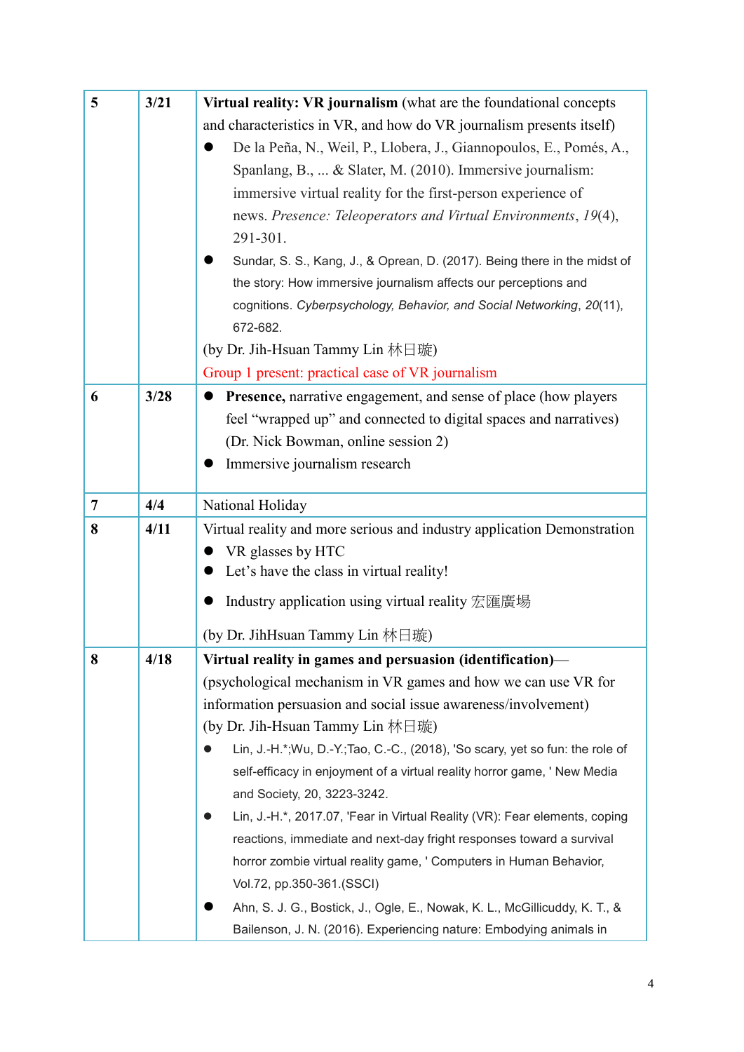| | | |
|---|---|---|
| **5** | **3/21** | **Virtual reality: VR journalism** (what are the foundational concepts and characteristics in VR, and how do VR journalism presents itself)<br>● De la Peña, N., Weil, P., Llobera, J., Giannopoulos, E., Pomés, A., Spanlang, B., ... & Slater, M. (2010). Immersive journalism: immersive virtual reality for the first-person experience of news. *Presence: Teleoperators and Virtual Environments*, *19*(4), 291-301.<br>● Sundar, S. S., Kang, J., & Oprean, D. (2017). Being there in the midst of the story: How immersive journalism affects our perceptions and cognitions. *Cyberpsychology, Behavior, and Social Networking*, *20*(11), 672-682.<br>(by Dr. Jih-Hsuan Tammy Lin 林日璇)<br>Group 1 present: practical case of VR journalism |
| **6** | **3/28** | ● **Presence,** narrative engagement, and sense of place (how players feel "wrapped up" and connected to digital spaces and narratives) (Dr. Nick Bowman, online session 2)<br>● Immersive journalism research |
| **7** | **4/4** | National Holiday |
| **8** | **4/11** | Virtual reality and more serious and industry application Demonstration<br>● VR glasses by HTC<br>● Let's have the class in virtual reality!<br>● Industry application using virtual reality 宏匯廣場<br>(by Dr. JihHsuan Tammy Lin 林日璇) |
| **8** | **4/18** | **Virtual reality in games and persuasion (identification)**—(psychological mechanism in VR games and how we can use VR for information persuasion and social issue awareness/involvement)<br>(by Dr. Jih-Hsuan Tammy Lin 林日璇)<br>● Lin, J.-H.*;Wu, D.-Y.;Tao, C.-C., (2018), 'So scary, yet so fun: the role of self-efficacy in enjoyment of a virtual reality horror game, ' New Media and Society, 20, 3223-3242.<br>● Lin, J.-H.*, 2017.07, 'Fear in Virtual Reality (VR): Fear elements, coping reactions, immediate and next-day fright responses toward a survival horror zombie virtual reality game, ' Computers in Human Behavior, Vol.72, pp.350-361.(SSCI)<br>● Ahn, S. J. G., Bostick, J., Ogle, E., Nowak, K. L., McGillicuddy, K. T., & Bailenson, J. N. (2016). Experiencing nature: Embodying animals in |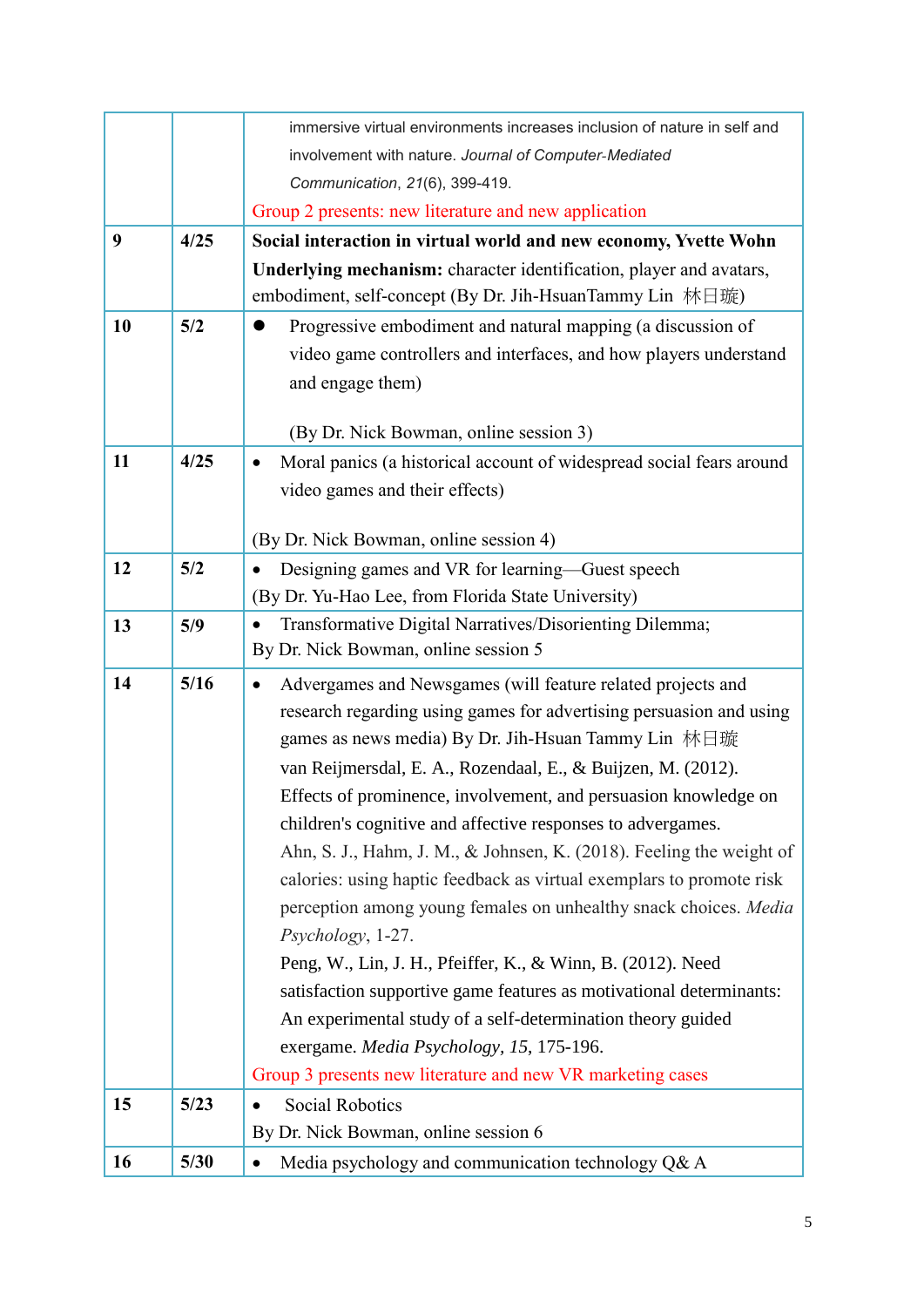| | | |
|---|---|---|
| | | immersive virtual environments increases inclusion of nature in self and involvement with nature. *Journal of Computer-Mediated Communication*, *21*(6), 399-419.<br>Group 2 presents: new literature and new application |
| **9** | **4/25** | **Social interaction in virtual world and new economy, Yvette Wohn**<br>**Underlying mechanism:** character identification, player and avatars, embodiment, self-concept (By Dr. Jih-HsuanTammy Lin 林日璇) |
| **10** | **5/2** | ● Progressive embodiment and natural mapping (a discussion of video game controllers and interfaces, and how players understand and engage them)<br><br>(By Dr. Nick Bowman, online session 3) |
| **11** | **4/25** | • Moral panics (a historical account of widespread social fears around video games and their effects)<br><br>(By Dr. Nick Bowman, online session 4) |
| **12** | **5/2** | • Designing games and VR for learning—Guest speech<br>(By Dr. Yu-Hao Lee, from Florida State University) |
| **13** | **5/9** | • Transformative Digital Narratives/Disorienting Dilemma;<br>By Dr. Nick Bowman, online session 5 |
| **14** | **5/16** | • Advergames and Newsgames (will feature related projects and research regarding using games for advertising persuasion and using games as news media) By Dr. Jih-Hsuan Tammy Lin 林日璇<br>van Reijmersdal, E. A., Rozendaal, E., & Buijzen, M. (2012). Effects of prominence, involvement, and persuasion knowledge on children's cognitive and affective responses to advergames.<br>Ahn, S. J., Hahm, J. M., & Johnsen, K. (2018). Feeling the weight of calories: using haptic feedback as virtual exemplars to promote risk perception among young females on unhealthy snack choices. *Media Psychology*, 1-27.<br>Peng, W., Lin, J. H., Pfeiffer, K., & Winn, B. (2012). Need satisfaction supportive game features as motivational determinants: An experimental study of a self-determination theory guided exergame. *Media Psychology, 15*, 175-196.<br>Group 3 presents new literature and new VR marketing cases |
| **15** | **5/23** | • Social Robotics<br>By Dr. Nick Bowman, online session 6 |
| **16** | **5/30** | • Media psychology and communication technology Q& A |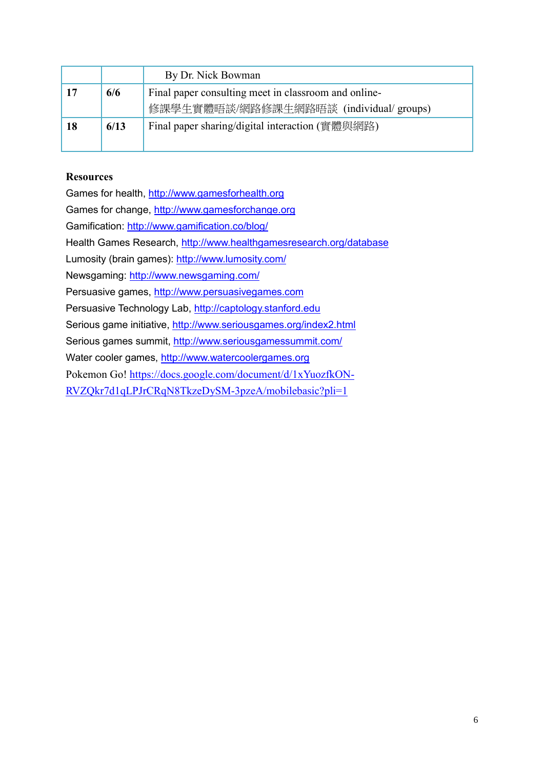| | | |
|---|---|---|
| | | By Dr. Nick Bowman |
| **17** | **6/6** | Final paper consulting meet in classroom and online-修課學生實體晤談/網路修課生網路晤談 (individual/ groups) |
| **18** | **6/13** | Final paper sharing/digital interaction (實體與網路) |

**Resources**

Games for health, http://www.gamesforhealth.org

Games for change, http://www.gamesforchange.org

Gamification: http://www.gamification.co/blog/

Health Games Research, http://www.healthgamesresearch.org/database

Lumosity (brain games): http://www.lumosity.com/

Newsgaming: http://www.newsgaming.com/

Persuasive games, http://www.persuasivegames.com

Persuasive Technology Lab, http://captology.stanford.edu

Serious game initiative, http://www.seriousgames.org/index2.html

Serious games summit, http://www.seriousgamessummit.com/

Water cooler games, http://www.watercoolergames.org

Pokemon Go! https://docs.google.com/document/d/1xYuozfkON-RVZQkr7d1qLPJrCRqN8TkzeDySM-3pzeA/mobilebasic?pli=1